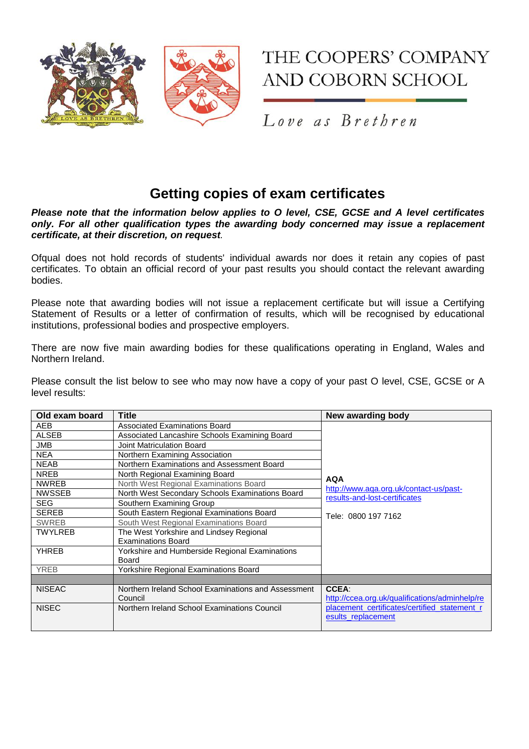# THE COOPERS' COMPANY AND COBORN SCHOOL

*Love as Brethren*

## Getting copies of exam certificates

***Please note that the information below applies to O level, CSE, GCSE and A level certificates only. For all other qualification types the awarding body concerned may issue a replacement certificate, at their discretion, on request.***

Ofqual does not hold records of students' individual awards nor does it retain any copies of past certificates. To obtain an official record of your past results you should contact the relevant awarding bodies.

Please note that awarding bodies will not issue a replacement certificate but will issue a Certifying Statement of Results or a letter of confirmation of results, which will be recognised by educational institutions, professional bodies and prospective employers.

There are now five main awarding bodies for these qualifications operating in England, Wales and Northern Ireland.

Please consult the list below to see who may now have a copy of your past O level, CSE, GCSE or A level results:

| Old exam board | Title | New awarding body |
|---|---|---|
| AEB | Associated Examinations Board | **AQA** http://www.aqa.org.uk/contact-us/past-results-and-lost-certificates Tele: 0800 197 7162 |
| ALSEB | Associated Lancashire Schools Examining Board | |
| JMB | Joint Matriculation Board | |
| NEA | Northern Examining Association | |
| NEAB | Northern Examinations and Assessment Board | |
| NREB | North Regional Examining Board | |
| NWREB | North West Regional Examinations Board | |
| NWSSEB | North West Secondary Schools Examinations Board | |
| SEG | Southern Examining Group | |
| SEREB | South Eastern Regional Examinations Board | |
| SWREB | South West Regional Examinations Board | |
| TWYLREB | The West Yorkshire and Lindsey Regional Examinations Board | |
| YHREB | Yorkshire and Humberside Regional Examinations Board | |
| YREB | Yorkshire Regional Examinations Board | |
| | | |
| NISEAC | Northern Ireland School Examinations and Assessment Council | **CCEA**: http://ccea.org.uk/qualifications/adminhelp/replacement_certificates/certified_statement_results_replacement |
| NISEC | Northern Ireland School Examinations Council | |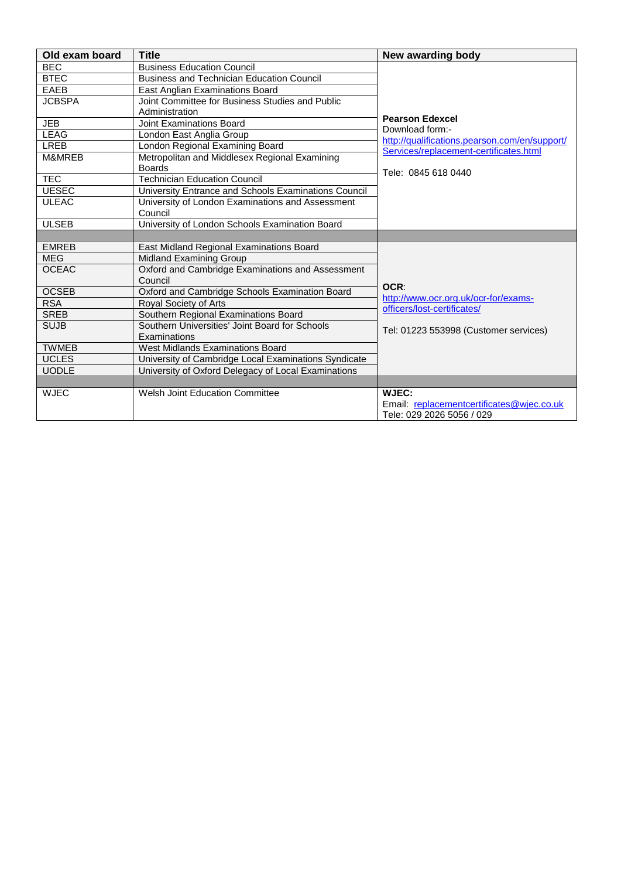| Old exam board | Title | New awarding body |
|---|---|---|
| BEC | Business Education Council | **Pearson Edexcel** Download form:- http://qualifications.pearson.com/en/support/Services/replacement-certificates.html Tele: 0845 618 0440 |
| BTEC | Business and Technician Education Council | |
| EAEB | East Anglian Examinations Board | |
| JCBSPA | Joint Committee for Business Studies and Public Administration | |
| JEB | Joint Examinations Board | |
| LEAG | London East Anglia Group | |
| LREB | London Regional Examining Board | |
| M&MREB | Metropolitan and Middlesex Regional Examining Boards | |
| TEC | Technician Education Council | |
| UESEC | University Entrance and Schools Examinations Council | |
| ULEAC | University of London Examinations and Assessment Council | |
| ULSEB | University of London Schools Examination Board | |
| | | |
| EMREB | East Midland Regional Examinations Board | **OCR**: http://www.ocr.org.uk/ocr-for/exams-officers/lost-certificates/ Tel: 01223 553998 (Customer services) |
| MEG | Midland Examining Group | |
| OCEAC | Oxford and Cambridge Examinations and Assessment Council | |
| OCSEB | Oxford and Cambridge Schools Examination Board | |
| RSA | Royal Society of Arts | |
| SREB | Southern Regional Examinations Board | |
| SUJB | Southern Universities' Joint Board for Schools Examinations | |
| TWMEB | West Midlands Examinations Board | |
| UCLES | University of Cambridge Local Examinations Syndicate | |
| UODLE | University of Oxford Delegacy of Local Examinations | |
| | | |
| WJEC | Welsh Joint Education Committee | **WJEC:** Email: replacementcertificates@wjec.co.uk Tele: 029 2026 5056 / 029 |